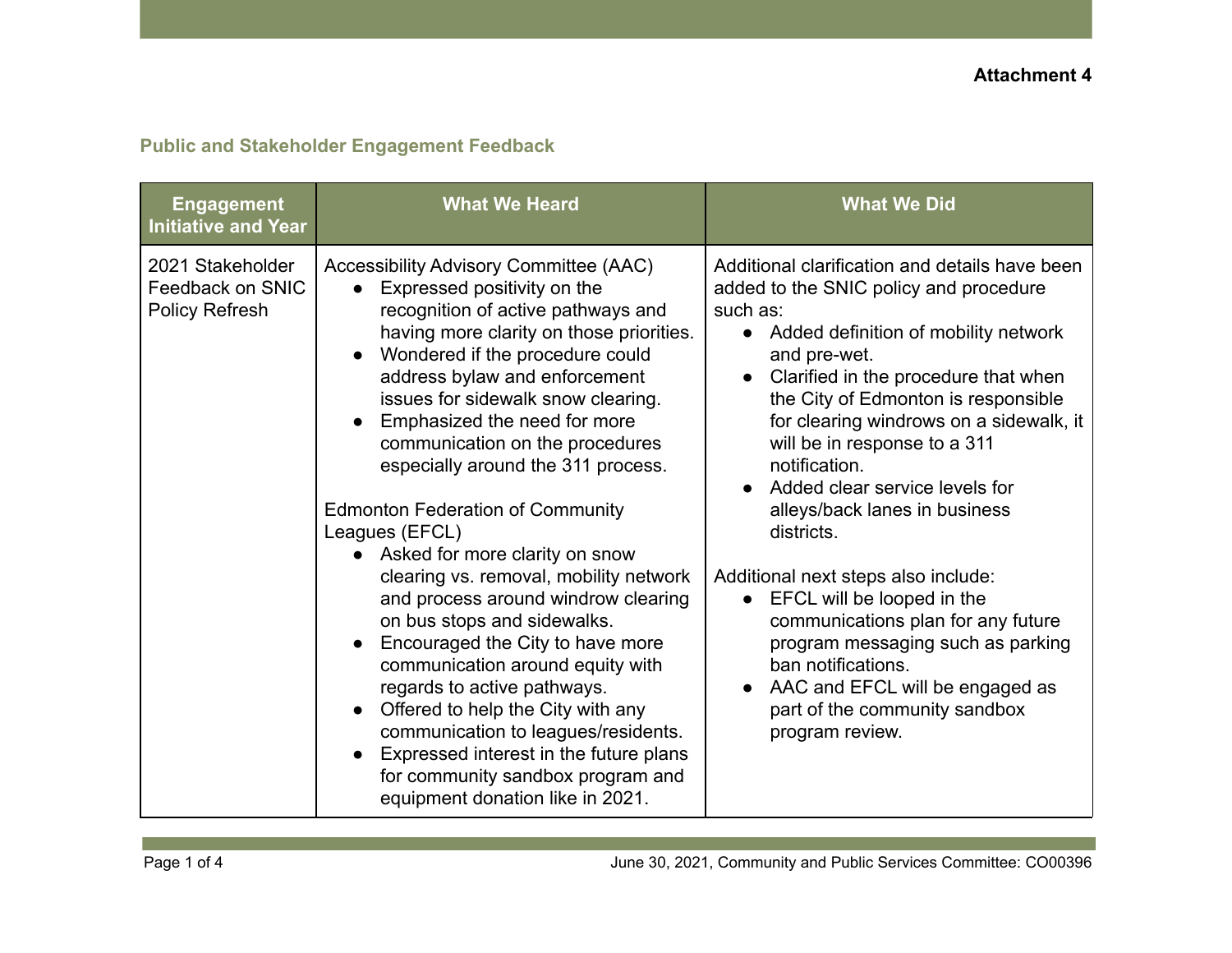**Attachment 4**

## Public and Stakeholder Engagement Feedback

| Engagement Initiative and Year | What We Heard | What We Did |
|---|---|---|
| 2021 Stakeholder Feedback on SNIC Policy Refresh | Accessibility Advisory Committee (AAC)<br>• Expressed positivity on the recognition of active pathways and having more clarity on those priorities.<br>• Wondered if the procedure could address bylaw and enforcement issues for sidewalk snow clearing.<br>• Emphasized the need for more communication on the procedures especially around the 311 process.<br><br>Edmonton Federation of Community Leagues (EFCL)<br>• Asked for more clarity on snow clearing vs. removal, mobility network and process around windrow clearing on bus stops and sidewalks.<br>• Encouraged the City to have more communication around equity with regards to active pathways.<br>• Offered to help the City with any communication to leagues/residents.<br>• Expressed interest in the future plans for community sandbox program and equipment donation like in 2021. | Additional clarification and details have been added to the SNIC policy and procedure such as:<br>• Added definition of mobility network and pre-wet.<br>• Clarified in the procedure that when the City of Edmonton is responsible for clearing windrows on a sidewalk, it will be in response to a 311 notification.<br>• Added clear service levels for alleys/back lanes in business districts.<br><br>Additional next steps also include:<br>• EFCL will be looped in the communications plan for any future program messaging such as parking ban notifications.<br>• AAC and EFCL will be engaged as part of the community sandbox program review. |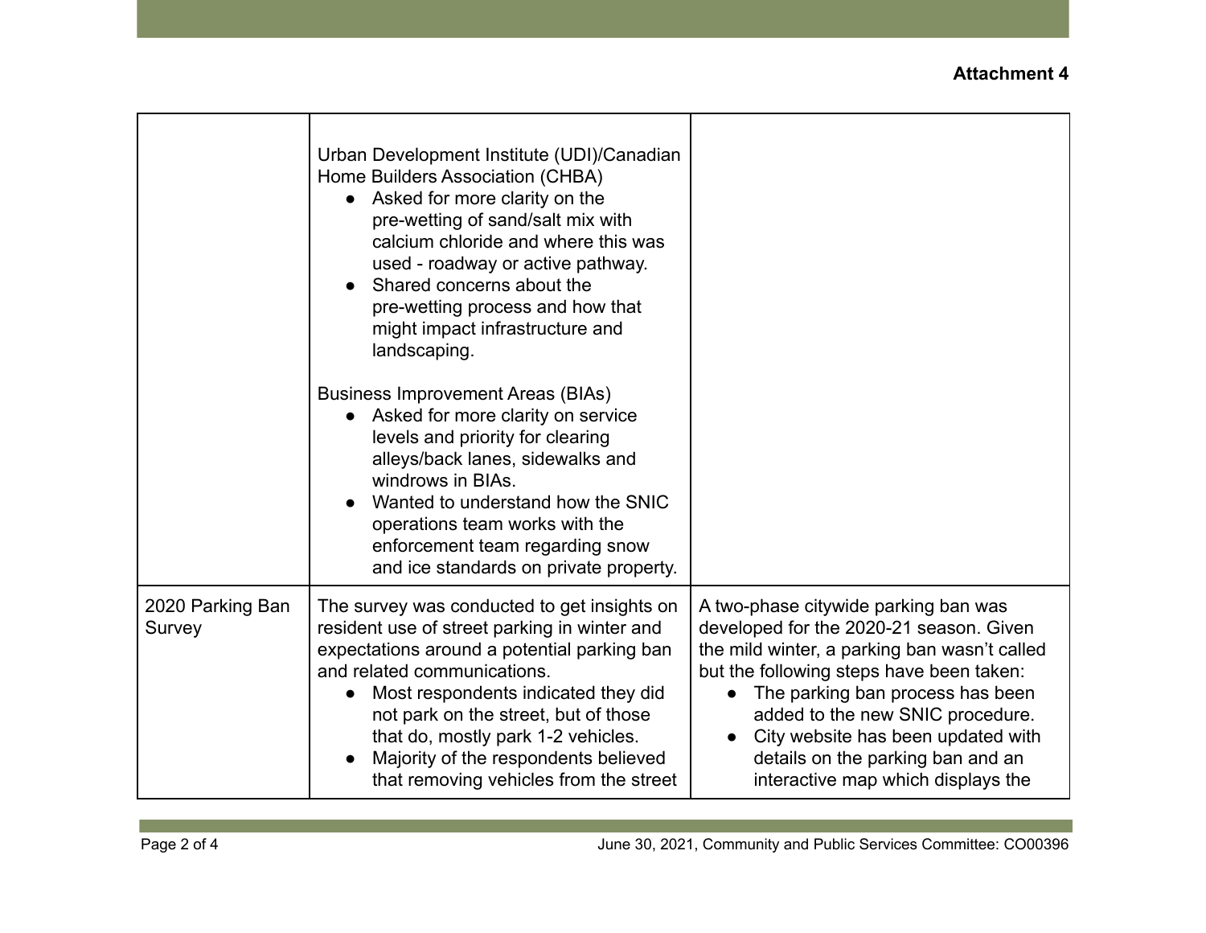**Attachment 4**

| | | |
|---|---|---|
| | Urban Development Institute (UDI)/Canadian Home Builders Association (CHBA)<br>• Asked for more clarity on the pre-wetting of sand/salt mix with calcium chloride and where this was used - roadway or active pathway.<br>• Shared concerns about the pre-wetting process and how that might impact infrastructure and landscaping.<br><br>Business Improvement Areas (BIAs)<br>• Asked for more clarity on service levels and priority for clearing alleys/back lanes, sidewalks and windrows in BIAs.<br>• Wanted to understand how the SNIC operations team works with the enforcement team regarding snow and ice standards on private property. | |
| 2020 Parking Ban Survey | The survey was conducted to get insights on resident use of street parking in winter and expectations around a potential parking ban and related communications.<br>• Most respondents indicated they did not park on the street, but of those that do, mostly park 1-2 vehicles.<br>• Majority of the respondents believed that removing vehicles from the street | A two-phase citywide parking ban was developed for the 2020-21 season. Given the mild winter, a parking ban wasn't called but the following steps have been taken:<br>• The parking ban process has been added to the new SNIC procedure.<br>• City website has been updated with details on the parking ban and an interactive map which displays the |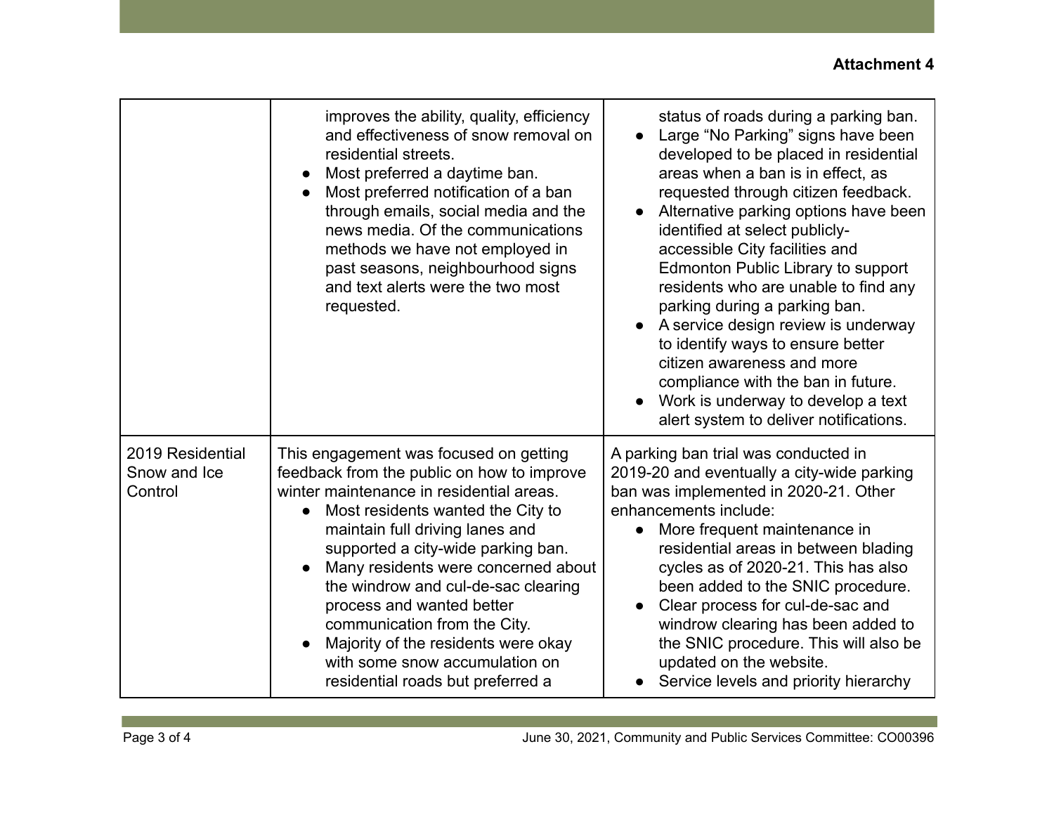**Attachment 4**

| | | |
|---|---|---|
| | improves the ability, quality, efficiency and effectiveness of snow removal on residential streets.<br>• Most preferred a daytime ban.<br>• Most preferred notification of a ban through emails, social media and the news media. Of the communications methods we have not employed in past seasons, neighbourhood signs and text alerts were the two most requested. | status of roads during a parking ban.<br>• Large "No Parking" signs have been developed to be placed in residential areas when a ban is in effect, as requested through citizen feedback.<br>• Alternative parking options have been identified at select publicly-accessible City facilities and Edmonton Public Library to support residents who are unable to find any parking during a parking ban.<br>• A service design review is underway to identify ways to ensure better citizen awareness and more compliance with the ban in future.<br>• Work is underway to develop a text alert system to deliver notifications. |
| 2019 Residential Snow and Ice Control | This engagement was focused on getting feedback from the public on how to improve winter maintenance in residential areas.<br>• Most residents wanted the City to maintain full driving lanes and supported a city-wide parking ban.<br>• Many residents were concerned about the windrow and cul-de-sac clearing process and wanted better communication from the City.<br>• Majority of the residents were okay with some snow accumulation on residential roads but preferred a | A parking ban trial was conducted in 2019-20 and eventually a city-wide parking ban was implemented in 2020-21. Other enhancements include:<br>• More frequent maintenance in residential areas in between blading cycles as of 2020-21. This has also been added to the SNIC procedure.<br>• Clear process for cul-de-sac and windrow clearing has been added to the SNIC procedure. This will also be updated on the website.<br>• Service levels and priority hierarchy |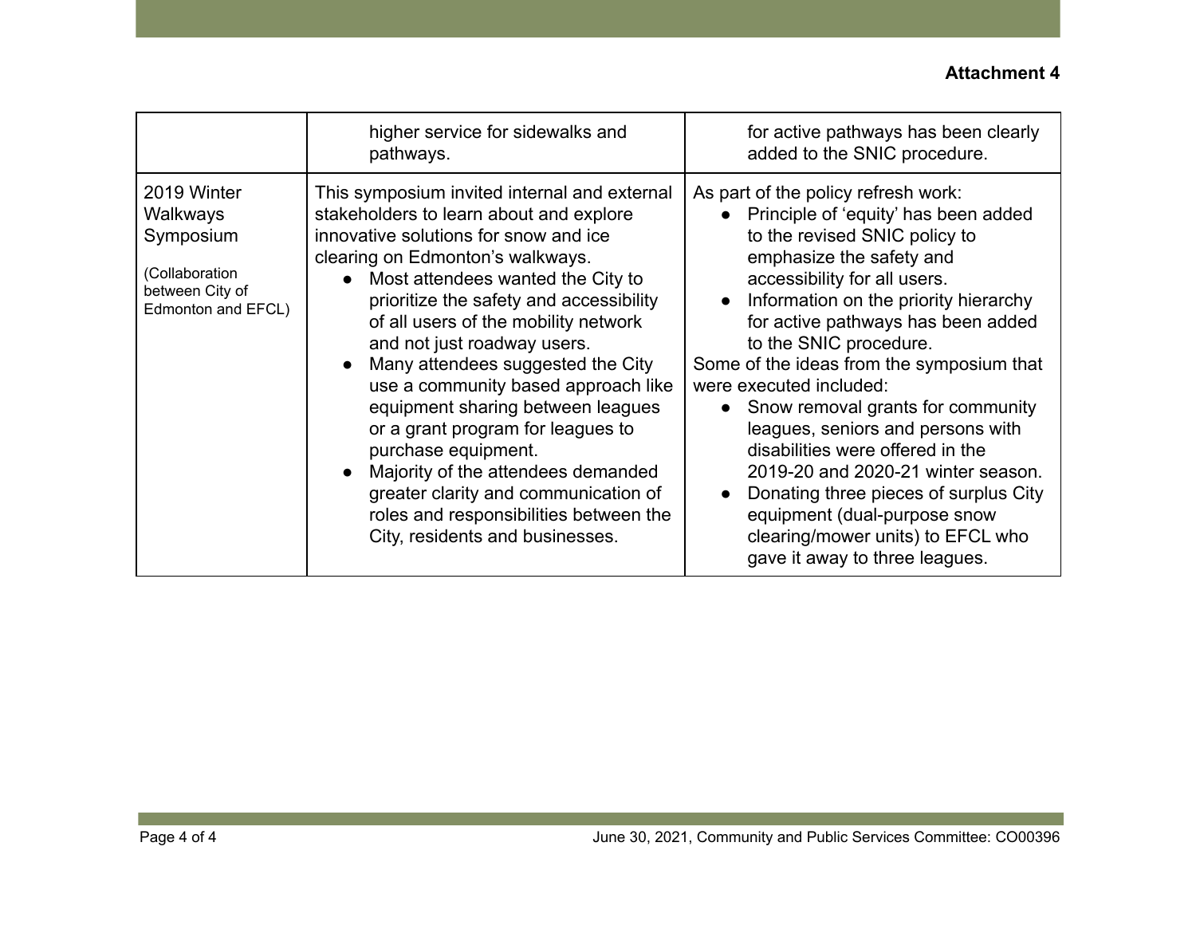**Attachment 4**

| | | |
|---|---|---|
| | higher service for sidewalks and pathways. | for active pathways has been clearly added to the SNIC procedure. |
| 2019 Winter Walkways Symposium<br><br>(Collaboration between City of Edmonton and EFCL) | This symposium invited internal and external stakeholders to learn about and explore innovative solutions for snow and ice clearing on Edmonton's walkways.<br>● Most attendees wanted the City to prioritize the safety and accessibility of all users of the mobility network and not just roadway users.<br>● Many attendees suggested the City use a community based approach like equipment sharing between leagues or a grant program for leagues to purchase equipment.<br>● Majority of the attendees demanded greater clarity and communication of roles and responsibilities between the City, residents and businesses. | As part of the policy refresh work:<br>● Principle of 'equity' has been added to the revised SNIC policy to emphasize the safety and accessibility for all users.<br>● Information on the priority hierarchy for active pathways has been added to the SNIC procedure.<br>Some of the ideas from the symposium that were executed included:<br>● Snow removal grants for community leagues, seniors and persons with disabilities were offered in the 2019-20 and 2020-21 winter season.<br>● Donating three pieces of surplus City equipment (dual-purpose snow clearing/mower units) to EFCL who gave it away to three leagues. |